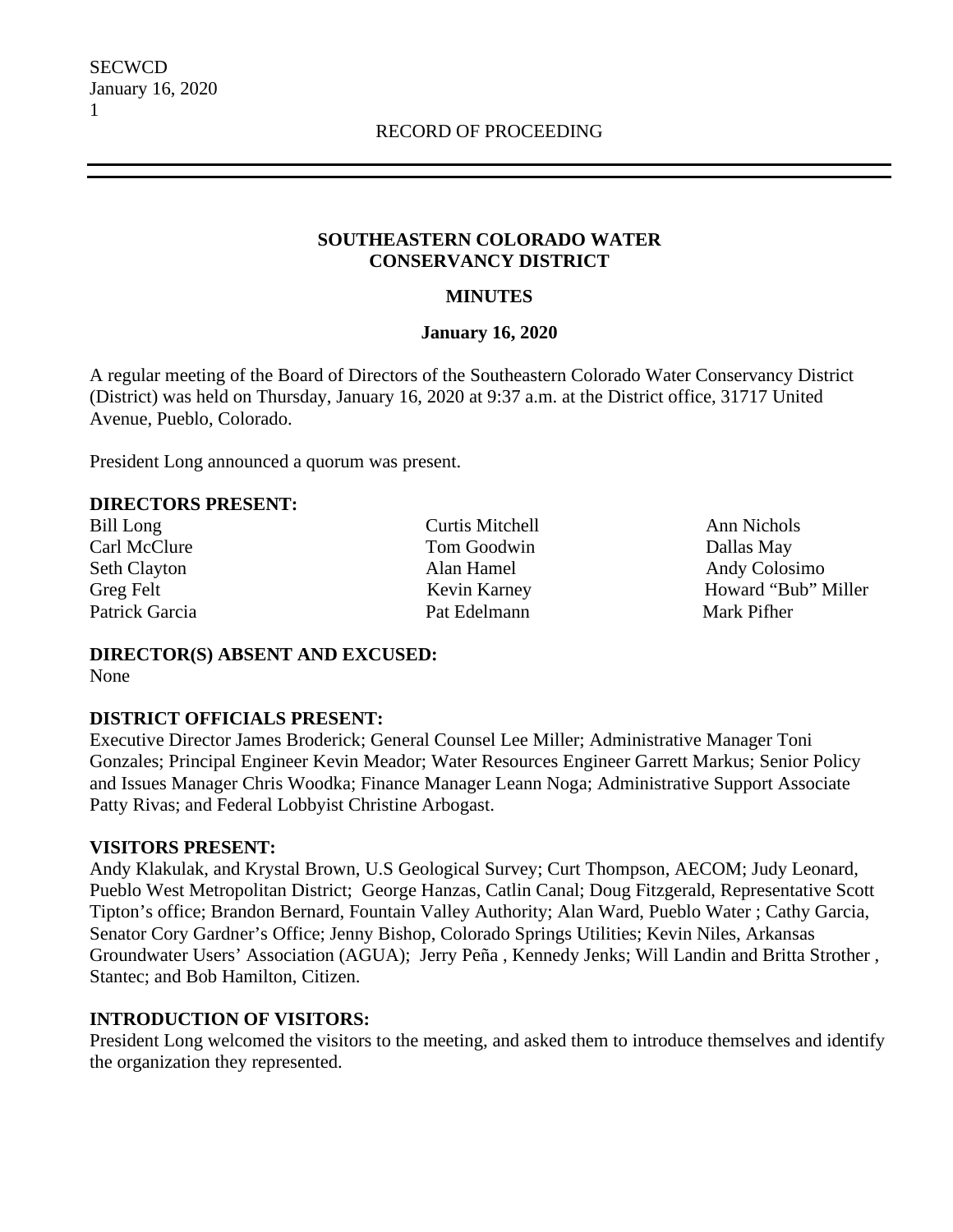RECORD OF PROCEEDING

# SOUTHEASTERN COLORADO WATER CONSERVANCY DISTRICT

## MINUTES

### January 16, 2020

A regular meeting of the Board of Directors of the Southeastern Colorado Water Conservancy District (District) was held on Thursday, January 16, 2020 at 9:37 a.m. at the District office, 31717 United Avenue, Pueblo, Colorado.

President Long announced a quorum was present.

**DIRECTORS PRESENT:**

| | | |
|---|---|---|
| Bill Long | Curtis Mitchell | Ann Nichols |
| Carl McClure | Tom Goodwin | Dallas May |
| Seth Clayton | Alan Hamel | Andy Colosimo |
| Greg Felt | Kevin Karney | Howard “Bub” Miller |
| Patrick Garcia | Pat Edelmann | Mark Pifher |

**DIRECTOR(S) ABSENT AND EXCUSED:**
None

**DISTRICT OFFICIALS PRESENT:**
Executive Director James Broderick; General Counsel Lee Miller; Administrative Manager Toni Gonzales; Principal Engineer Kevin Meador; Water Resources Engineer Garrett Markus; Senior Policy and Issues Manager Chris Woodka; Finance Manager Leann Noga; Administrative Support Associate Patty Rivas; and Federal Lobbyist Christine Arbogast.

**VISITORS PRESENT:**
Andy Klakulak, and Krystal Brown, U.S Geological Survey; Curt Thompson, AECOM; Judy Leonard, Pueblo West Metropolitan District; George Hanzas, Catlin Canal; Doug Fitzgerald, Representative Scott Tipton’s office; Brandon Bernard, Fountain Valley Authority; Alan Ward, Pueblo Water ; Cathy Garcia, Senator Cory Gardner’s Office; Jenny Bishop, Colorado Springs Utilities; Kevin Niles, Arkansas Groundwater Users’ Association (AGUA); Jerry Peña , Kennedy Jenks; Will Landin and Britta Strother , Stantec; and Bob Hamilton, Citizen.

**INTRODUCTION OF VISITORS:**
President Long welcomed the visitors to the meeting, and asked them to introduce themselves and identify the organization they represented.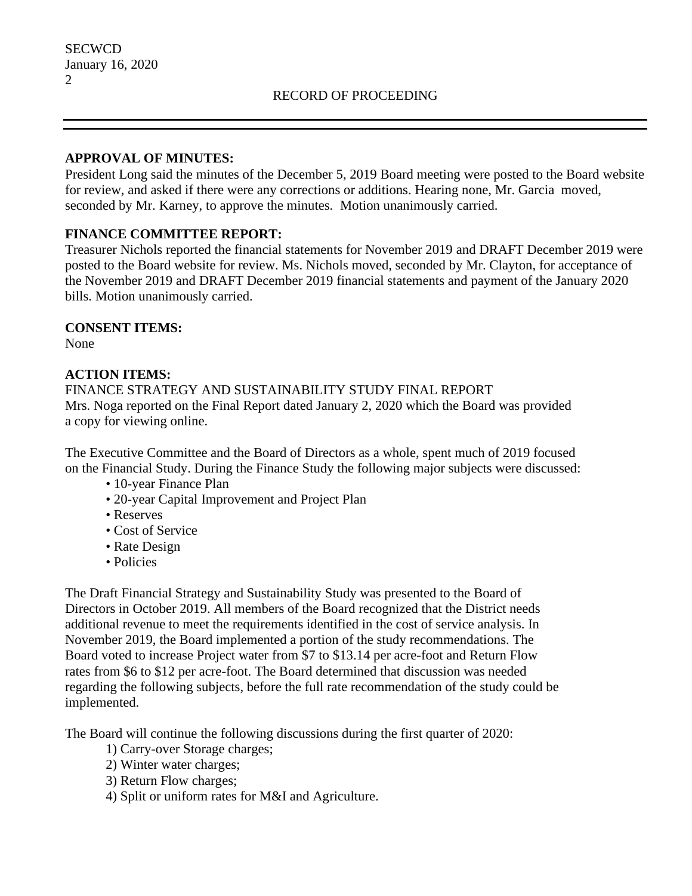RECORD OF PROCEEDING

**APPROVAL OF MINUTES:**
President Long said the minutes of the December 5, 2019 Board meeting were posted to the Board website for review, and asked if there were any corrections or additions. Hearing none, Mr. Garcia moved, seconded by Mr. Karney, to approve the minutes. Motion unanimously carried.

**FINANCE COMMITTEE REPORT:**
Treasurer Nichols reported the financial statements for November 2019 and DRAFT December 2019 were posted to the Board website for review. Ms. Nichols moved, seconded by Mr. Clayton, for acceptance of the November 2019 and DRAFT December 2019 financial statements and payment of the January 2020 bills. Motion unanimously carried.

**CONSENT ITEMS:**
None

**ACTION ITEMS:**
FINANCE STRATEGY AND SUSTAINABILITY STUDY FINAL REPORT
Mrs. Noga reported on the Final Report dated January 2, 2020 which the Board was provided a copy for viewing online.

The Executive Committee and the Board of Directors as a whole, spent much of 2019 focused on the Financial Study. During the Finance Study the following major subjects were discussed:

- 10-year Finance Plan
- 20-year Capital Improvement and Project Plan
- Reserves
- Cost of Service
- Rate Design
- Policies

The Draft Financial Strategy and Sustainability Study was presented to the Board of Directors in October 2019. All members of the Board recognized that the District needs additional revenue to meet the requirements identified in the cost of service analysis. In November 2019, the Board implemented a portion of the study recommendations. The Board voted to increase Project water from $7 to $13.14 per acre-foot and Return Flow rates from $6 to $12 per acre-foot. The Board determined that discussion was needed regarding the following subjects, before the full rate recommendation of the study could be implemented.

The Board will continue the following discussions during the first quarter of 2020:

1) Carry-over Storage charges;
2) Winter water charges;
3) Return Flow charges;
4) Split or uniform rates for M&I and Agriculture.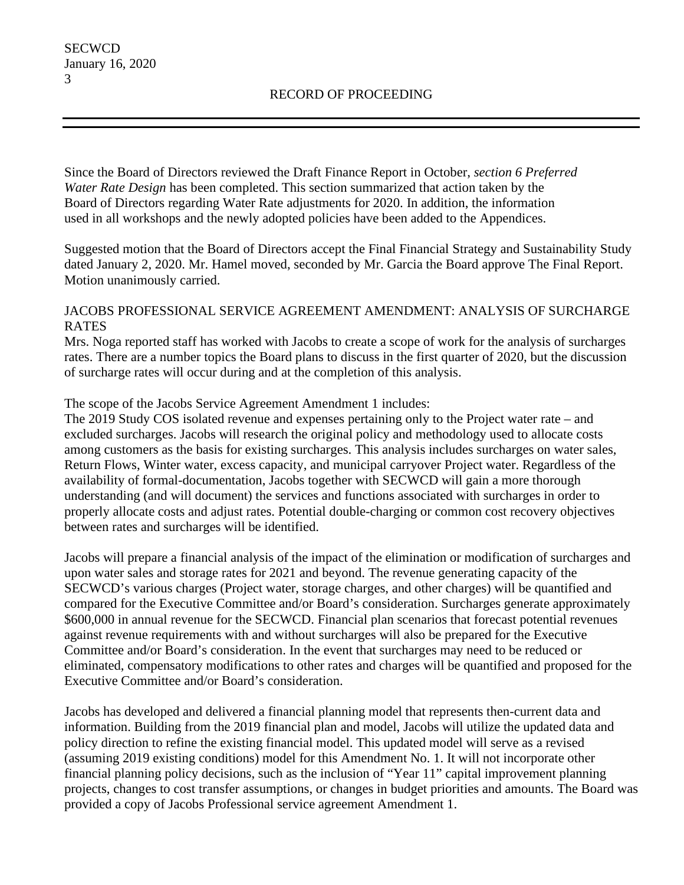Since the Board of Directors reviewed the Draft Finance Report in October, *section 6 Preferred Water Rate Design* has been completed. This section summarized that action taken by the Board of Directors regarding Water Rate adjustments for 2020. In addition, the information used in all workshops and the newly adopted policies have been added to the Appendices.

Suggested motion that the Board of Directors accept the Final Financial Strategy and Sustainability Study dated January 2, 2020. Mr. Hamel moved, seconded by Mr. Garcia the Board approve The Final Report. Motion unanimously carried.

JACOBS PROFESSIONAL SERVICE AGREEMENT AMENDMENT: ANALYSIS OF SURCHARGE RATES

Mrs. Noga reported staff has worked with Jacobs to create a scope of work for the analysis of surcharges rates. There are a number topics the Board plans to discuss in the first quarter of 2020, but the discussion of surcharge rates will occur during and at the completion of this analysis.

The scope of the Jacobs Service Agreement Amendment 1 includes:
The 2019 Study COS isolated revenue and expenses pertaining only to the Project water rate – and excluded surcharges. Jacobs will research the original policy and methodology used to allocate costs among customers as the basis for existing surcharges. This analysis includes surcharges on water sales, Return Flows, Winter water, excess capacity, and municipal carryover Project water. Regardless of the availability of formal-documentation, Jacobs together with SECWCD will gain a more thorough understanding (and will document) the services and functions associated with surcharges in order to properly allocate costs and adjust rates. Potential double-charging or common cost recovery objectives between rates and surcharges will be identified.

Jacobs will prepare a financial analysis of the impact of the elimination or modification of surcharges and upon water sales and storage rates for 2021 and beyond. The revenue generating capacity of the SECWCD's various charges (Project water, storage charges, and other charges) will be quantified and compared for the Executive Committee and/or Board's consideration. Surcharges generate approximately $600,000 in annual revenue for the SECWCD. Financial plan scenarios that forecast potential revenues against revenue requirements with and without surcharges will also be prepared for the Executive Committee and/or Board's consideration. In the event that surcharges may need to be reduced or eliminated, compensatory modifications to other rates and charges will be quantified and proposed for the Executive Committee and/or Board's consideration.

Jacobs has developed and delivered a financial planning model that represents then-current data and information. Building from the 2019 financial plan and model, Jacobs will utilize the updated data and policy direction to refine the existing financial model. This updated model will serve as a revised (assuming 2019 existing conditions) model for this Amendment No. 1. It will not incorporate other financial planning policy decisions, such as the inclusion of "Year 11" capital improvement planning projects, changes to cost transfer assumptions, or changes in budget priorities and amounts. The Board was provided a copy of Jacobs Professional service agreement Amendment 1.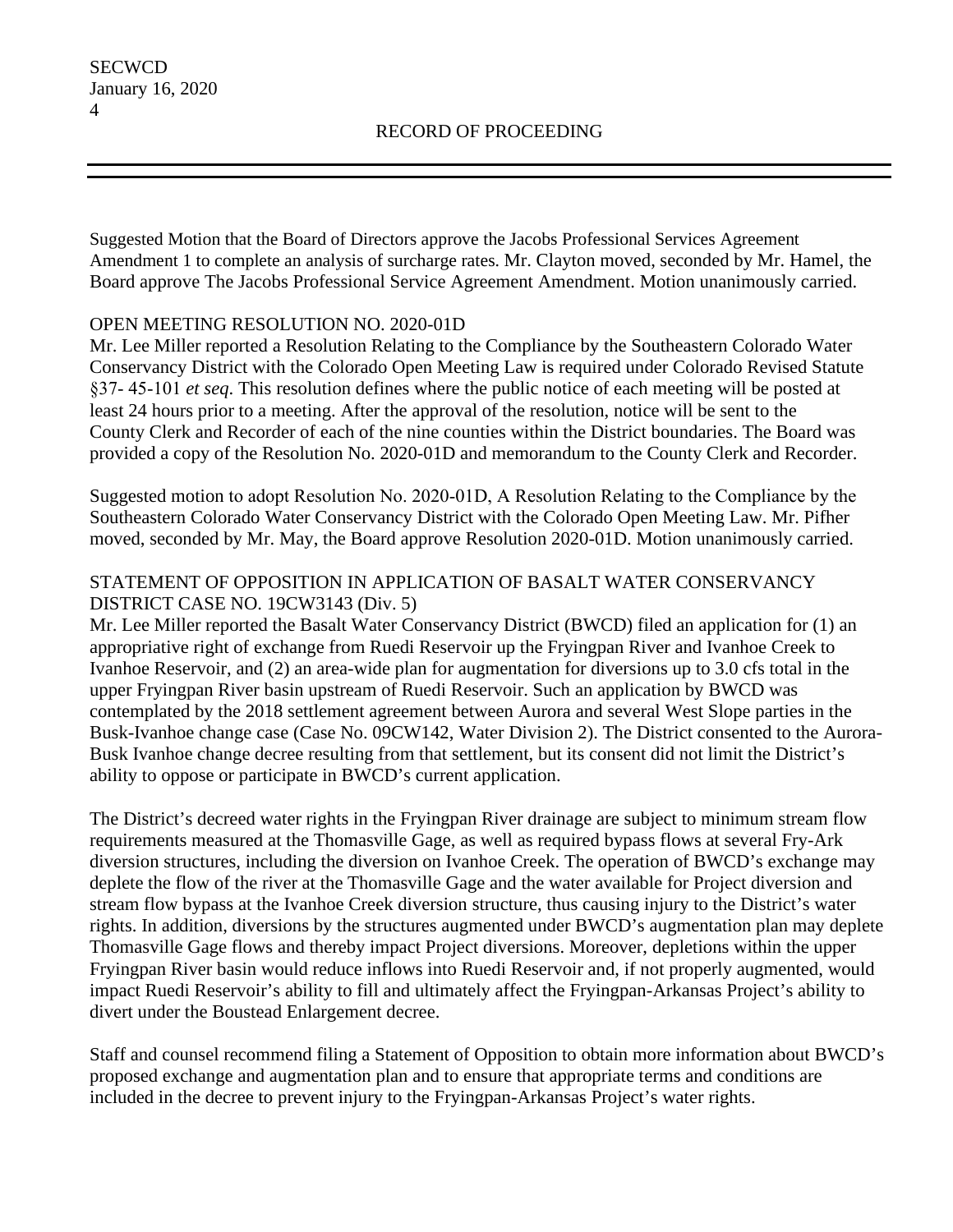Suggested Motion that the Board of Directors approve the Jacobs Professional Services Agreement Amendment 1 to complete an analysis of surcharge rates. Mr. Clayton moved, seconded by Mr. Hamel, the Board approve The Jacobs Professional Service Agreement Amendment. Motion unanimously carried.

OPEN MEETING RESOLUTION NO. 2020-01D

Mr. Lee Miller reported a Resolution Relating to the Compliance by the Southeastern Colorado Water Conservancy District with the Colorado Open Meeting Law is required under Colorado Revised Statute §37- 45-101 *et seq*. This resolution defines where the public notice of each meeting will be posted at least 24 hours prior to a meeting. After the approval of the resolution, notice will be sent to the County Clerk and Recorder of each of the nine counties within the District boundaries. The Board was provided a copy of the Resolution No. 2020-01D and memorandum to the County Clerk and Recorder.

Suggested motion to adopt Resolution No. 2020-01D, A Resolution Relating to the Compliance by the Southeastern Colorado Water Conservancy District with the Colorado Open Meeting Law. Mr. Pifher moved, seconded by Mr. May, the Board approve Resolution 2020-01D. Motion unanimously carried.

STATEMENT OF OPPOSITION IN APPLICATION OF BASALT WATER CONSERVANCY DISTRICT CASE NO. 19CW3143 (Div. 5)

Mr. Lee Miller reported the Basalt Water Conservancy District (BWCD) filed an application for (1) an appropriative right of exchange from Ruedi Reservoir up the Fryingpan River and Ivanhoe Creek to Ivanhoe Reservoir, and (2) an area-wide plan for augmentation for diversions up to 3.0 cfs total in the upper Fryingpan River basin upstream of Ruedi Reservoir. Such an application by BWCD was contemplated by the 2018 settlement agreement between Aurora and several West Slope parties in the Busk-Ivanhoe change case (Case No. 09CW142, Water Division 2). The District consented to the Aurora-Busk Ivanhoe change decree resulting from that settlement, but its consent did not limit the District's ability to oppose or participate in BWCD's current application.

The District's decreed water rights in the Fryingpan River drainage are subject to minimum stream flow requirements measured at the Thomasville Gage, as well as required bypass flows at several Fry-Ark diversion structures, including the diversion on Ivanhoe Creek. The operation of BWCD's exchange may deplete the flow of the river at the Thomasville Gage and the water available for Project diversion and stream flow bypass at the Ivanhoe Creek diversion structure, thus causing injury to the District's water rights. In addition, diversions by the structures augmented under BWCD's augmentation plan may deplete Thomasville Gage flows and thereby impact Project diversions. Moreover, depletions within the upper Fryingpan River basin would reduce inflows into Ruedi Reservoir and, if not properly augmented, would impact Ruedi Reservoir's ability to fill and ultimately affect the Fryingpan-Arkansas Project's ability to divert under the Boustead Enlargement decree.

Staff and counsel recommend filing a Statement of Opposition to obtain more information about BWCD's proposed exchange and augmentation plan and to ensure that appropriate terms and conditions are included in the decree to prevent injury to the Fryingpan-Arkansas Project's water rights.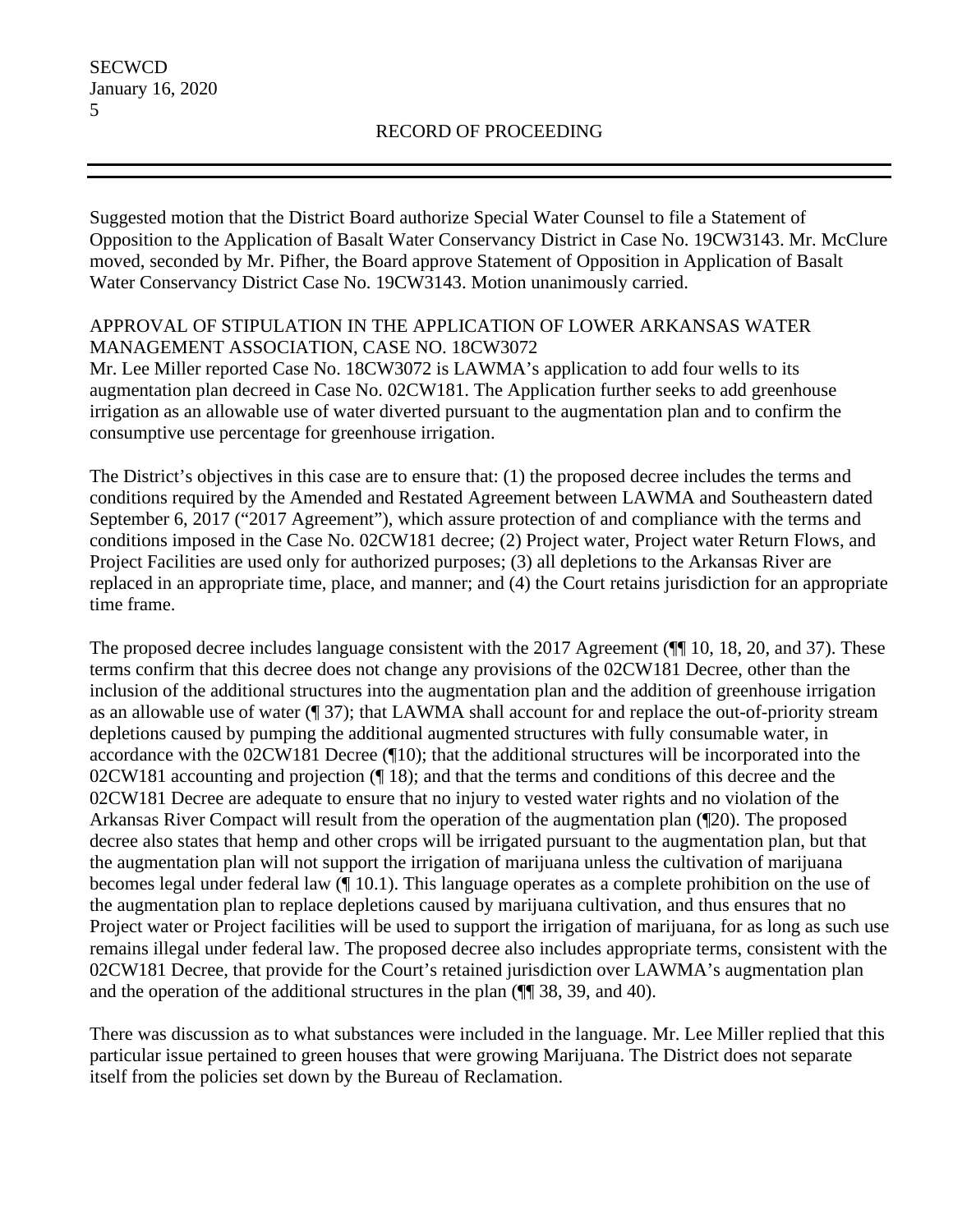Suggested motion that the District Board authorize Special Water Counsel to file a Statement of Opposition to the Application of Basalt Water Conservancy District in Case No. 19CW3143. Mr. McClure moved, seconded by Mr. Pifher, the Board approve Statement of Opposition in Application of Basalt Water Conservancy District Case No. 19CW3143. Motion unanimously carried.

APPROVAL OF STIPULATION IN THE APPLICATION OF LOWER ARKANSAS WATER MANAGEMENT ASSOCIATION, CASE NO. 18CW3072

Mr. Lee Miller reported Case No. 18CW3072 is LAWMA's application to add four wells to its augmentation plan decreed in Case No. 02CW181. The Application further seeks to add greenhouse irrigation as an allowable use of water diverted pursuant to the augmentation plan and to confirm the consumptive use percentage for greenhouse irrigation.

The District's objectives in this case are to ensure that: (1) the proposed decree includes the terms and conditions required by the Amended and Restated Agreement between LAWMA and Southeastern dated September 6, 2017 ("2017 Agreement"), which assure protection of and compliance with the terms and conditions imposed in the Case No. 02CW181 decree; (2) Project water, Project water Return Flows, and Project Facilities are used only for authorized purposes; (3) all depletions to the Arkansas River are replaced in an appropriate time, place, and manner; and (4) the Court retains jurisdiction for an appropriate time frame.

The proposed decree includes language consistent with the 2017 Agreement (¶¶ 10, 18, 20, and 37). These terms confirm that this decree does not change any provisions of the 02CW181 Decree, other than the inclusion of the additional structures into the augmentation plan and the addition of greenhouse irrigation as an allowable use of water (¶ 37); that LAWMA shall account for and replace the out-of-priority stream depletions caused by pumping the additional augmented structures with fully consumable water, in accordance with the 02CW181 Decree (¶10); that the additional structures will be incorporated into the 02CW181 accounting and projection (¶ 18); and that the terms and conditions of this decree and the 02CW181 Decree are adequate to ensure that no injury to vested water rights and no violation of the Arkansas River Compact will result from the operation of the augmentation plan (¶20). The proposed decree also states that hemp and other crops will be irrigated pursuant to the augmentation plan, but that the augmentation plan will not support the irrigation of marijuana unless the cultivation of marijuana becomes legal under federal law (¶ 10.1). This language operates as a complete prohibition on the use of the augmentation plan to replace depletions caused by marijuana cultivation, and thus ensures that no Project water or Project facilities will be used to support the irrigation of marijuana, for as long as such use remains illegal under federal law. The proposed decree also includes appropriate terms, consistent with the 02CW181 Decree, that provide for the Court's retained jurisdiction over LAWMA's augmentation plan and the operation of the additional structures in the plan (¶¶ 38, 39, and 40).

There was discussion as to what substances were included in the language. Mr. Lee Miller replied that this particular issue pertained to green houses that were growing Marijuana. The District does not separate itself from the policies set down by the Bureau of Reclamation.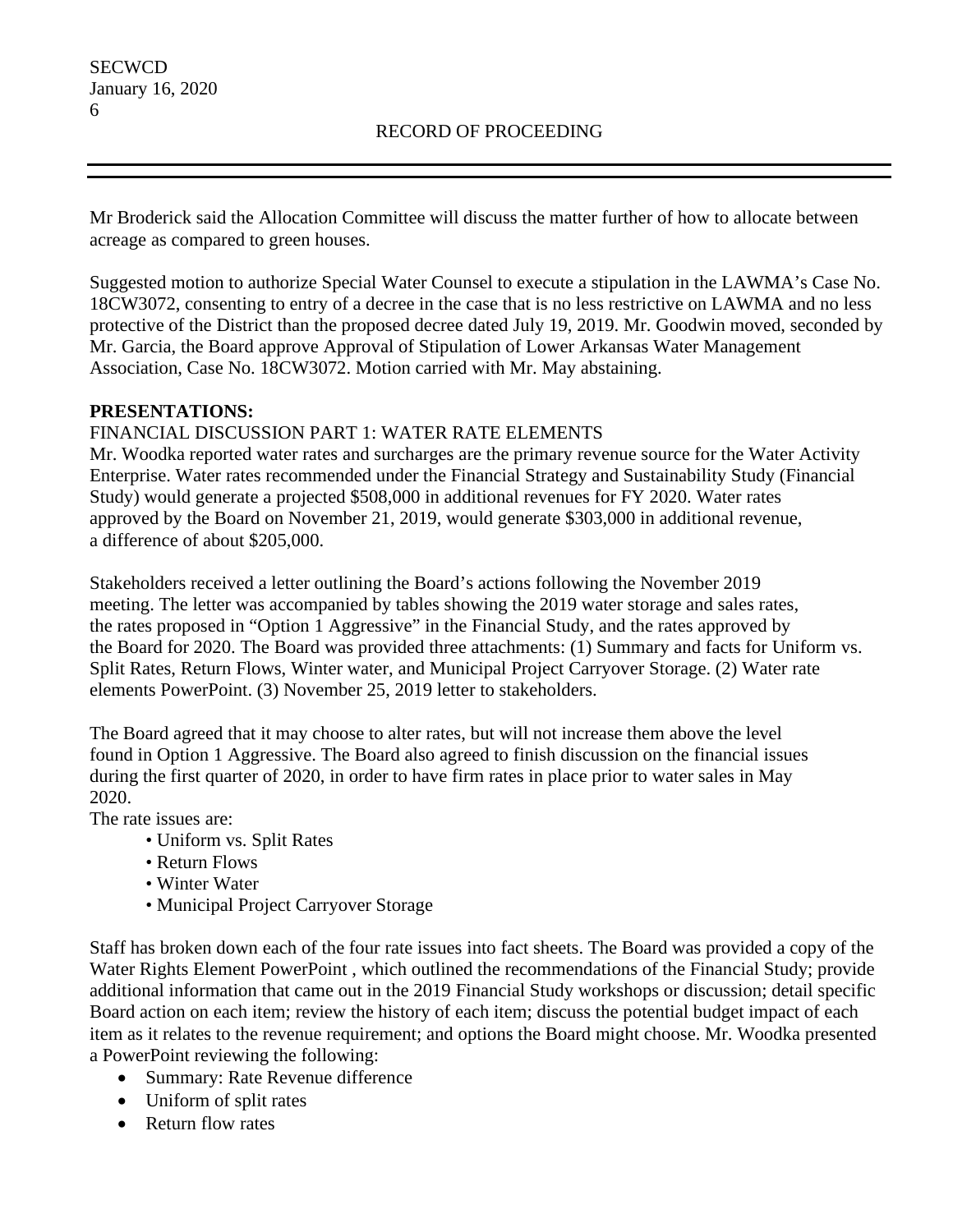Mr Broderick said the Allocation Committee will discuss the matter further of how to allocate between acreage as compared to green houses.

Suggested motion to authorize Special Water Counsel to execute a stipulation in the LAWMA's Case No. 18CW3072, consenting to entry of a decree in the case that is no less restrictive on LAWMA and no less protective of the District than the proposed decree dated July 19, 2019. Mr. Goodwin moved, seconded by Mr. Garcia, the Board approve Approval of Stipulation of Lower Arkansas Water Management Association, Case No. 18CW3072. Motion carried with Mr. May abstaining.

**PRESENTATIONS:**

FINANCIAL DISCUSSION PART 1: WATER RATE ELEMENTS

Mr. Woodka reported water rates and surcharges are the primary revenue source for the Water Activity Enterprise. Water rates recommended under the Financial Strategy and Sustainability Study (Financial Study) would generate a projected $508,000 in additional revenues for FY 2020. Water rates approved by the Board on November 21, 2019, would generate $303,000 in additional revenue, a difference of about $205,000.

Stakeholders received a letter outlining the Board's actions following the November 2019 meeting. The letter was accompanied by tables showing the 2019 water storage and sales rates, the rates proposed in "Option 1 Aggressive" in the Financial Study, and the rates approved by the Board for 2020. The Board was provided three attachments: (1) Summary and facts for Uniform vs. Split Rates, Return Flows, Winter water, and Municipal Project Carryover Storage. (2) Water rate elements PowerPoint. (3) November 25, 2019 letter to stakeholders.

The Board agreed that it may choose to alter rates, but will not increase them above the level found in Option 1 Aggressive. The Board also agreed to finish discussion on the financial issues during the first quarter of 2020, in order to have firm rates in place prior to water sales in May 2020.

The rate issues are:

- Uniform vs. Split Rates
- Return Flows
- Winter Water
- Municipal Project Carryover Storage

Staff has broken down each of the four rate issues into fact sheets. The Board was provided a copy of the Water Rights Element PowerPoint , which outlined the recommendations of the Financial Study; provide additional information that came out in the 2019 Financial Study workshops or discussion; detail specific Board action on each item; review the history of each item; discuss the potential budget impact of each item as it relates to the revenue requirement; and options the Board might choose. Mr. Woodka presented a PowerPoint reviewing the following:

- Summary: Rate Revenue difference
- Uniform of split rates
- Return flow rates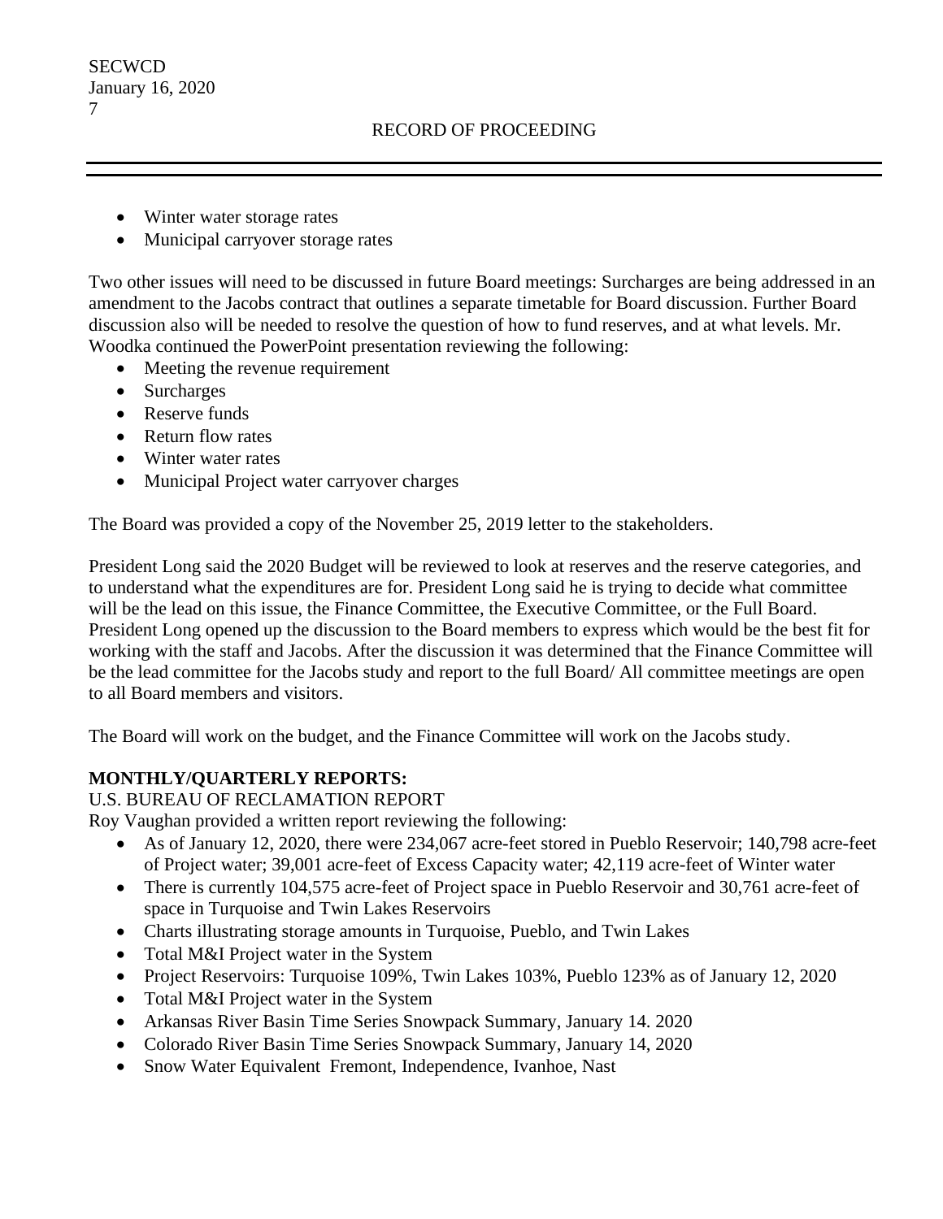- Winter water storage rates
- Municipal carryover storage rates

Two other issues will need to be discussed in future Board meetings: Surcharges are being addressed in an amendment to the Jacobs contract that outlines a separate timetable for Board discussion. Further Board discussion also will be needed to resolve the question of how to fund reserves, and at what levels. Mr. Woodka continued the PowerPoint presentation reviewing the following:

- Meeting the revenue requirement
- Surcharges
- Reserve funds
- Return flow rates
- Winter water rates
- Municipal Project water carryover charges

The Board was provided a copy of the November 25, 2019 letter to the stakeholders.

President Long said the 2020 Budget will be reviewed to look at reserves and the reserve categories, and to understand what the expenditures are for. President Long said he is trying to decide what committee will be the lead on this issue, the Finance Committee, the Executive Committee, or the Full Board. President Long opened up the discussion to the Board members to express which would be the best fit for working with the staff and Jacobs. After the discussion it was determined that the Finance Committee will be the lead committee for the Jacobs study and report to the full Board/ All committee meetings are open to all Board members and visitors.

The Board will work on the budget, and the Finance Committee will work on the Jacobs study.

**MONTHLY/QUARTERLY REPORTS:**

U.S. BUREAU OF RECLAMATION REPORT

Roy Vaughan provided a written report reviewing the following:

- As of January 12, 2020, there were 234,067 acre-feet stored in Pueblo Reservoir; 140,798 acre-feet of Project water; 39,001 acre-feet of Excess Capacity water; 42,119 acre-feet of Winter water
- There is currently 104,575 acre-feet of Project space in Pueblo Reservoir and 30,761 acre-feet of space in Turquoise and Twin Lakes Reservoirs
- Charts illustrating storage amounts in Turquoise, Pueblo, and Twin Lakes
- Total M&I Project water in the System
- Project Reservoirs: Turquoise 109%, Twin Lakes 103%, Pueblo 123% as of January 12, 2020
- Total M&I Project water in the System
- Arkansas River Basin Time Series Snowpack Summary, January 14. 2020
- Colorado River Basin Time Series Snowpack Summary, January 14, 2020
- Snow Water Equivalent Fremont, Independence, Ivanhoe, Nast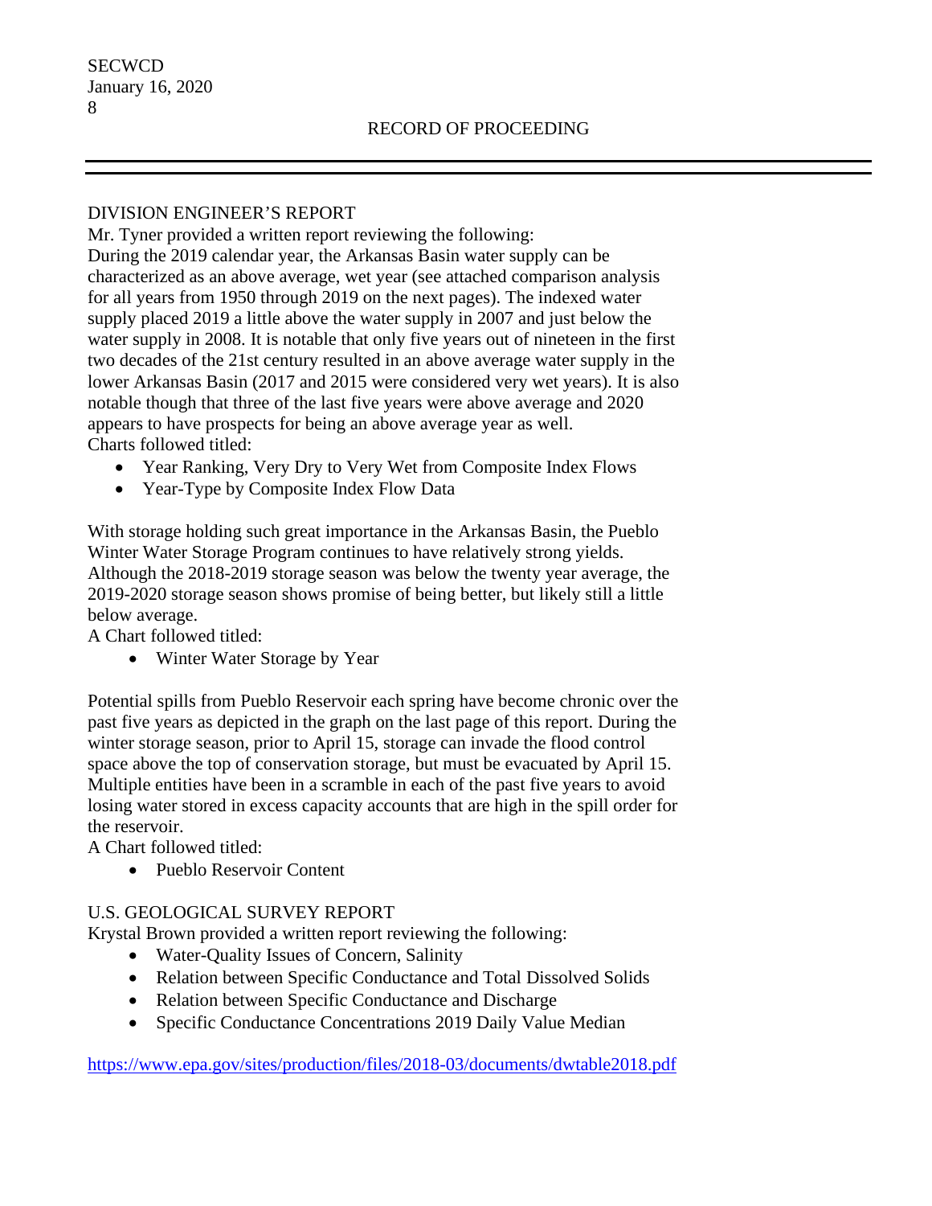RECORD OF PROCEEDING

## DIVISION ENGINEER'S REPORT

Mr. Tyner provided a written report reviewing the following:
During the 2019 calendar year, the Arkansas Basin water supply can be characterized as an above average, wet year (see attached comparison analysis for all years from 1950 through 2019 on the next pages). The indexed water supply placed 2019 a little above the water supply in 2007 and just below the water supply in 2008. It is notable that only five years out of nineteen in the first two decades of the 21st century resulted in an above average water supply in the lower Arkansas Basin (2017 and 2015 were considered very wet years). It is also notable though that three of the last five years were above average and 2020 appears to have prospects for being an above average year as well.
Charts followed titled:

- Year Ranking, Very Dry to Very Wet from Composite Index Flows
- Year-Type by Composite Index Flow Data

With storage holding such great importance in the Arkansas Basin, the Pueblo Winter Water Storage Program continues to have relatively strong yields. Although the 2018-2019 storage season was below the twenty year average, the 2019-2020 storage season shows promise of being better, but likely still a little below average.
A Chart followed titled:

- Winter Water Storage by Year

Potential spills from Pueblo Reservoir each spring have become chronic over the past five years as depicted in the graph on the last page of this report. During the winter storage season, prior to April 15, storage can invade the flood control space above the top of conservation storage, but must be evacuated by April 15. Multiple entities have been in a scramble in each of the past five years to avoid losing water stored in excess capacity accounts that are high in the spill order for the reservoir.
A Chart followed titled:

- Pueblo Reservoir Content

## U.S. GEOLOGICAL SURVEY REPORT

Krystal Brown provided a written report reviewing the following:

- Water-Quality Issues of Concern, Salinity
- Relation between Specific Conductance and Total Dissolved Solids
- Relation between Specific Conductance and Discharge
- Specific Conductance Concentrations 2019 Daily Value Median

https://www.epa.gov/sites/production/files/2018-03/documents/dwtable2018.pdf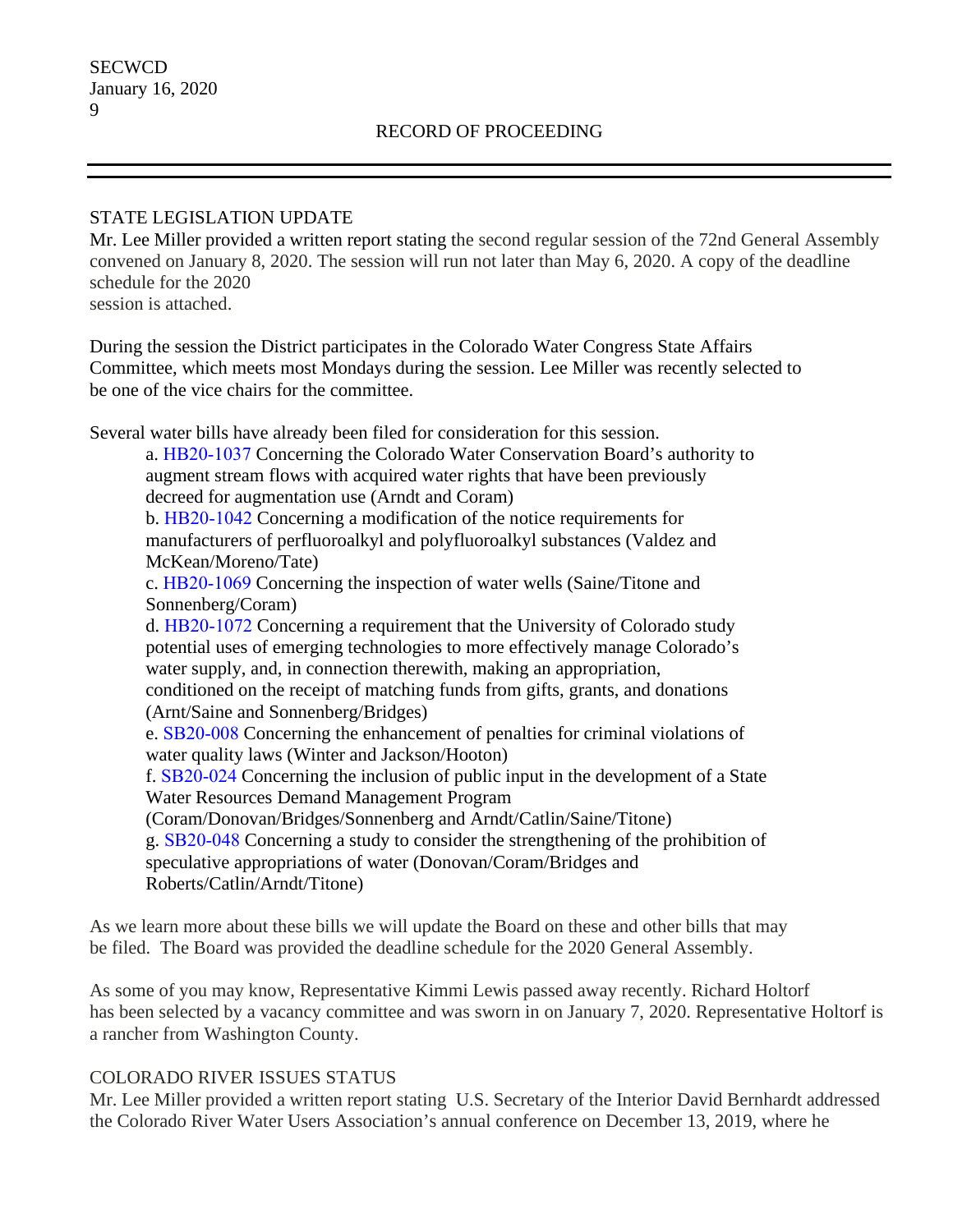## STATE LEGISLATION UPDATE

Mr. Lee Miller provided a written report stating the second regular session of the 72nd General Assembly convened on January 8, 2020. The session will run not later than May 6, 2020. A copy of the deadline schedule for the 2020 session is attached.

During the session the District participates in the Colorado Water Congress State Affairs Committee, which meets most Mondays during the session. Lee Miller was recently selected to be one of the vice chairs for the committee.

Several water bills have already been filed for consideration for this session.

a. HB20-1037 Concerning the Colorado Water Conservation Board's authority to augment stream flows with acquired water rights that have been previously decreed for augmentation use (Arndt and Coram)

b. HB20-1042 Concerning a modification of the notice requirements for manufacturers of perfluoroalkyl and polyfluoroalkyl substances (Valdez and McKean/Moreno/Tate)

c. HB20-1069 Concerning the inspection of water wells (Saine/Titone and Sonnenberg/Coram)

d. HB20-1072 Concerning a requirement that the University of Colorado study potential uses of emerging technologies to more effectively manage Colorado's water supply, and, in connection therewith, making an appropriation, conditioned on the receipt of matching funds from gifts, grants, and donations (Arnt/Saine and Sonnenberg/Bridges)

e. SB20-008 Concerning the enhancement of penalties for criminal violations of water quality laws (Winter and Jackson/Hooton)

f. SB20-024 Concerning the inclusion of public input in the development of a State Water Resources Demand Management Program (Coram/Donovan/Bridges/Sonnenberg and Arndt/Catlin/Saine/Titone)

g. SB20-048 Concerning a study to consider the strengthening of the prohibition of speculative appropriations of water (Donovan/Coram/Bridges and Roberts/Catlin/Arndt/Titone)

As we learn more about these bills we will update the Board on these and other bills that may be filed. The Board was provided the deadline schedule for the 2020 General Assembly.

As some of you may know, Representative Kimmi Lewis passed away recently. Richard Holtorf has been selected by a vacancy committee and was sworn in on January 7, 2020. Representative Holtorf is a rancher from Washington County.

## COLORADO RIVER ISSUES STATUS

Mr. Lee Miller provided a written report stating U.S. Secretary of the Interior David Bernhardt addressed the Colorado River Water Users Association's annual conference on December 13, 2019, where he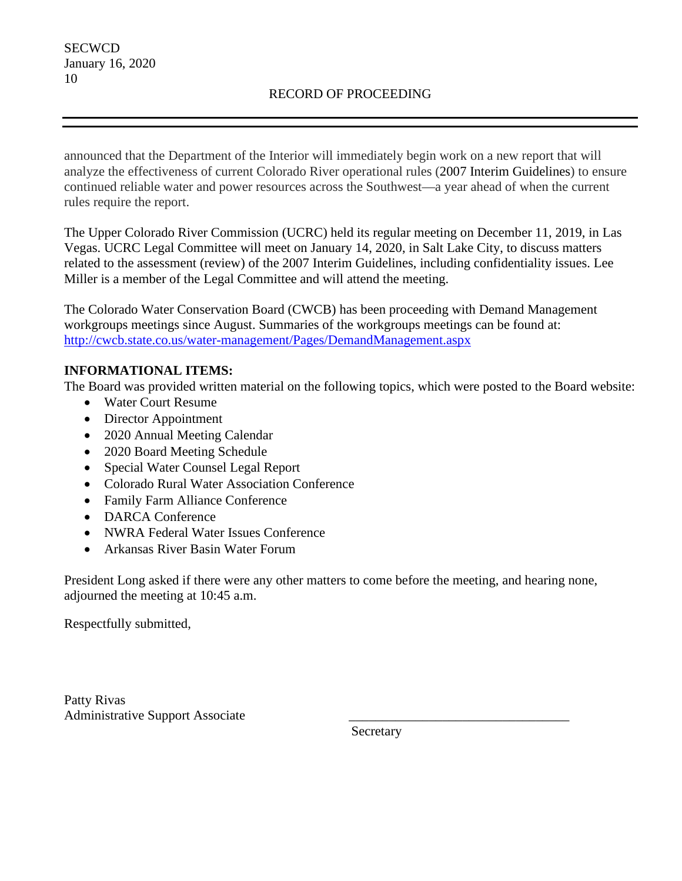announced that the Department of the Interior will immediately begin work on a new report that will analyze the effectiveness of current Colorado River operational rules (2007 Interim Guidelines) to ensure continued reliable water and power resources across the Southwest—a year ahead of when the current rules require the report.

The Upper Colorado River Commission (UCRC) held its regular meeting on December 11, 2019, in Las Vegas. UCRC Legal Committee will meet on January 14, 2020, in Salt Lake City, to discuss matters related to the assessment (review) of the 2007 Interim Guidelines, including confidentiality issues. Lee Miller is a member of the Legal Committee and will attend the meeting.

The Colorado Water Conservation Board (CWCB) has been proceeding with Demand Management workgroups meetings since August. Summaries of the workgroups meetings can be found at: [http://cwcb.state.co.us/water-management/Pages/DemandManagement.aspx](http://cwcb.state.co.us/water-management/Pages/DemandManagement.aspx)

**INFORMATIONAL ITEMS:**

The Board was provided written material on the following topics, which were posted to the Board website:

- Water Court Resume
- Director Appointment
- 2020 Annual Meeting Calendar
- 2020 Board Meeting Schedule
- Special Water Counsel Legal Report
- Colorado Rural Water Association Conference
- Family Farm Alliance Conference
- DARCA Conference
- NWRA Federal Water Issues Conference
- Arkansas River Basin Water Forum

President Long asked if there were any other matters to come before the meeting, and hearing none, adjourned the meeting at 10:45 a.m.

Respectfully submitted,

Patty Rivas
Administrative Support Associate

\_\_\_\_\_\_\_\_\_\_\_\_\_\_\_\_\_\_\_\_\_\_\_\_\_\_\_\_\_\_\_\_\_\_
Secretary